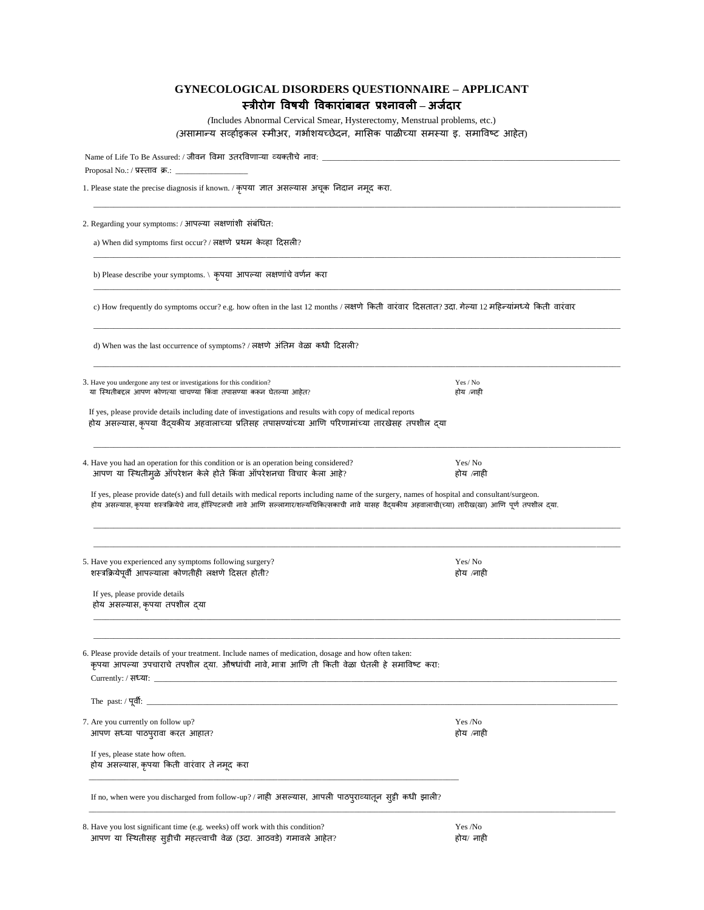# GYNECOLOGICAL DISORDERS QUESTIONNAIRE – APPLICANT

# स्त्रीरोग विषयी विकारांबाबत प्रश्नावली – अर्जदार

*(Includes Abnormal Cervical Smear, Hysterectomy, Menstrual problems, etc.)*

(असामान्य सर्व्हाइकल स्मीअर, गर्भाशयच्छेदन, मासिक पाळीच्या समस्या इ. समाविष्ट आहेत)

Name of Life To Be Assured: / जीवन विमा उतरविणाऱ्या व्यक्तीचे नाव: ______________________________

Proposal No.: / प्रस्ताव क्र.: __________________

1. Please state the precise diagnosis if known. / कृपया ज्ञात असल्यास अचूक निदान नमूद करा.

______________________________

2. Regarding your symptoms: / आपल्या लक्षणांशी संबंधित:

   a) When did symptoms first occur? / लक्षणे प्रथम केव्हा दिसली?

   ______________________________

   b) Please describe your symptoms. \ कृपया आपल्या लक्षणांचे वर्णन करा

   ______________________________

   c) How frequently do symptoms occur? e.g. how often in the last 12 months / लक्षणे किती वारंवार दिसतात? उदा. गेल्या 12 महिन्यांमध्ये किती वारंवार

   ______________________________

   d) When was the last occurrence of symptoms? / लक्षणे अंतिम वेळा कधी दिसली?

   ______________________________

3. Have you undergone any test or investigations for this condition? — Yes / No
   या स्थितीबद्दल आपण कोणत्या चाचण्या किंवा तपासण्या करून घेतल्या आहेत? — होय /नाही

   If yes, please provide details including date of investigations and results with copy of medical reports
   होय असल्यास, कृपया वैद्यकीय अहवालाच्या प्रतिसह तपासण्यांच्या आणि परिणामांच्या तारखेसह तपशील द्या

   ______________________________

4. Have you had an operation for this condition or is an operation being considered? — Yes/ No
   आपण या स्थितीमुळे ऑपरेशन केले होते किंवा ऑपरेशनचा विचार केला आहे? — होय /नाही

   If yes, please provide date(s) and full details with medical reports including name of the surgery, names of hospital and consultant/surgeon.
   होय असल्यास, कृपया शस्त्रक्रियेचे नाव, हॉस्पिटलची नावे आणि सल्लागार/शल्यचिकित्सकाची नावे यासह वैद्यकीय अहवालाची(च्या) तारीख(खा) आणि पूर्ण तपशील द्या.

   ______________________________

   ______________________________

5. Have you experienced any symptoms following surgery? — Yes/ No
   शस्त्रक्रियेपूर्वी आपल्याला कोणतीही लक्षणे दिसत होती? — होय /नाही

   If yes, please provide details
   होय असल्यास, कृपया तपशील द्या

   ______________________________

   ______________________________

6. Please provide details of your treatment. Include names of medication, dosage and how often taken:
   कृपया आपल्या उपचाराचे तपशील द्या. औषधांची नावे, मात्रा आणि ती किती वेळा घेतली हे समाविष्ट करा:

   Currently: / सध्या: ______________________________

   The past: / पूर्वी: ______________________________

7. Are you currently on follow up? — Yes /No
   आपण सध्या पाठपुरावा करत आहात? — होय /नाही

   If yes, please state how often.
   होय असल्यास, कृपया किती वारंवार ते नमूद करा

   ______________________________

   If no, when were you discharged from follow-up? / नाही असल्यास, आपली पाठपुराव्यातून सुट्टी कधी झाली?

   ______________________________

8. Have you lost significant time (e.g. weeks) off work with this condition? — Yes /No
   आपण या स्थितीसह सुट्टीची महत्त्वाची वेळ (उदा. आठवडे) गमावले आहेत? — होय/ नाही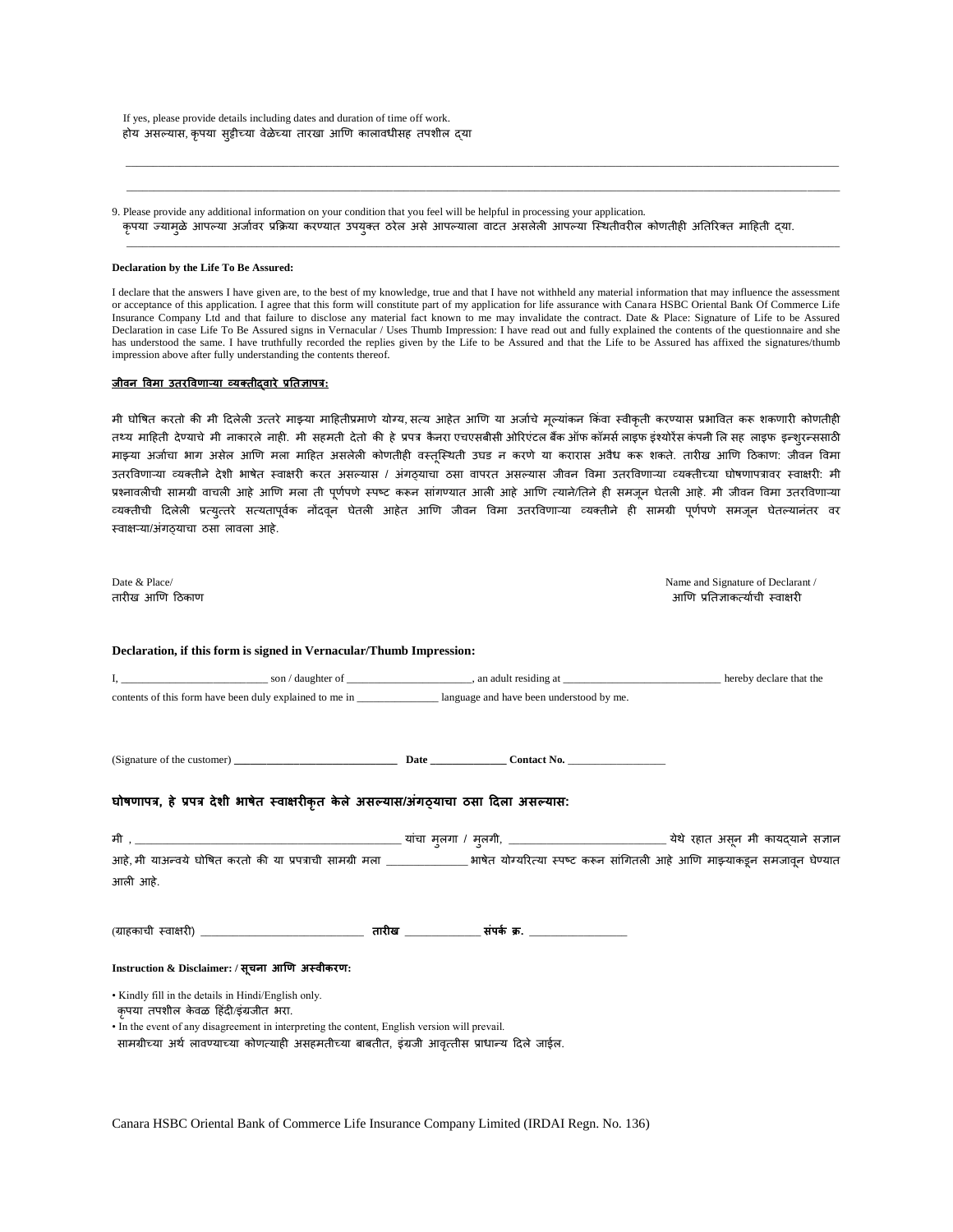If yes, please provide details including dates and duration of time off work.
होय असल्यास, कृपया सुट्टीच्या वेळेच्या तारखा आणि कालावधीसह तपशील द्या

\_\_\_\_\_\_\_\_\_\_\_\_\_\_\_\_\_\_\_\_\_\_\_\_\_\_\_\_\_\_\_\_\_\_\_\_\_\_\_\_\_\_\_\_\_\_\_\_\_\_\_\_\_\_\_\_\_\_\_\_\_\_\_\_\_\_\_\_\_\_\_\_\_\_\_\_\_\_

\_\_\_\_\_\_\_\_\_\_\_\_\_\_\_\_\_\_\_\_\_\_\_\_\_\_\_\_\_\_\_\_\_\_\_\_\_\_\_\_\_\_\_\_\_\_\_\_\_\_\_\_\_\_\_\_\_\_\_\_\_\_\_\_\_\_\_\_\_\_\_\_\_\_\_\_\_\_

9. Please provide any additional information on your condition that you feel will be helpful in processing your application.
कृपया ज्यामुळे आपल्या अर्जावर प्रक्रिया करण्यात उपयुक्त ठरेल असे आपल्याला वाटत असलेली आपल्या स्थितीवरील कोणतीही अतिरिक्त माहिती द्या.

\_\_\_\_\_\_\_\_\_\_\_\_\_\_\_\_\_\_\_\_\_\_\_\_\_\_\_\_\_\_\_\_\_\_\_\_\_\_\_\_\_\_\_\_\_\_\_\_\_\_\_\_\_\_\_\_\_\_\_\_\_\_\_\_\_\_\_\_\_\_\_\_\_\_\_\_\_\_

**Declaration by the Life To Be Assured:**

I declare that the answers I have given are, to the best of my knowledge, true and that I have not withheld any material information that may influence the assessment or acceptance of this application. I agree that this form will constitute part of my application for life assurance with Canara HSBC Oriental Bank Of Commerce Life Insurance Company Ltd and that failure to disclose any material fact known to me may invalidate the contract. Date & Place: Signature of Life to be Assured Declaration in case Life To Be Assured signs in Vernacular / Uses Thumb Impression: I have read out and fully explained the contents of the questionnaire and she has understood the same. I have truthfully recorded the replies given by the Life to be Assured and that the Life to be Assured has affixed the signatures/thumb impression above after fully understanding the contents thereof.

**जीवन विमा उतरविणाऱ्या व्यक्तीद्वारे प्रतिज्ञापत्र:**

मी घोषित करतो की मी दिलेली उत्तरे माझ्या माहितीप्रमाणे योग्य, सत्य आहेत आणि या अर्जाचे मूल्यांकन किंवा स्वीकृती करण्यास प्रभावित करू शकणारी कोणतीही तथ्य माहिती देण्याचे मी नाकारले नाही. मी सहमती देतो की हे प्रपत्र कॅनरा एचएसबीसी ओरिएंटल बँक ऑफ कॉमर्स लाइफ इंश्योरेंस कंपनी लि सह लाइफ इन्शुरन्ससाठी माझ्या अर्जाचा भाग असेल आणि मला माहित असलेली कोणतीही वस्तूस्थिती उघड न करणे या करारास अवैध करू शकते. तारीख आणि ठिकाण: जीवन विमा उतरविणाऱ्या व्यक्तीने देशी भाषेत स्वाक्षरी करत असल्यास / अंगठ्याचा ठसा वापरत असल्यास जीवन विमा उतरविणाऱ्या व्यक्तीच्या घोषणापत्रावर स्वाक्षरी: मी प्रश्नावलीची सामग्री वाचली आहे आणि मला ती पूर्णपणे स्पष्ट करून सांगण्यात आली आहे आणि त्याने/तिने ही समजून घेतली आहे. मी जीवन विमा उतरविणाऱ्या व्यक्तीची दिलेली प्रत्युत्तरे सत्यतापूर्वक नोंदवून घेतली आहेत आणि जीवन विमा उतरविणाऱ्या व्यक्तीने ही सामग्री पूर्णपणे समजून घेतल्यानंतर वर स्वाक्षऱ्या/अंगठ्याचा ठसा लावला आहे.

Date & Place/
तारीख आणि ठिकाण

Name and Signature of Declarant /
आणि प्रतिज्ञाकर्त्याची स्वाक्षरी

**Declaration, if this form is signed in Vernacular/Thumb Impression:**

I, \_\_\_\_\_\_\_\_\_\_\_\_\_\_\_\_\_\_\_\_\_\_\_\_\_\_ son / daughter of \_\_\_\_\_\_\_\_\_\_\_\_\_\_\_\_\_\_\_\_\_\_\_, an adult residing at \_\_\_\_\_\_\_\_\_\_\_\_\_\_\_\_\_\_\_\_\_\_\_\_\_\_\_\_\_ hereby declare that the contents of this form have been duly explained to me in \_\_\_\_\_\_\_\_\_\_\_\_\_\_\_ language and have been understood by me.

(Signature of the customer) **\_\_\_\_\_\_\_\_\_\_\_\_\_\_\_\_\_\_\_\_\_\_\_\_\_\_\_\_\_\_\_ Date \_\_\_\_\_\_\_\_\_\_\_\_\_\_ Contact No.** \_\_\_\_\_\_\_\_\_\_\_\_\_\_\_\_\_\_

**घोषणापत्र, हे प्रपत्र देशी भाषेत स्वाक्षरीकृत केले असल्यास/अंगठ्याचा ठसा दिला असल्यास:**

मी , \_\_\_\_\_\_\_\_\_\_\_\_\_\_\_\_\_\_\_\_\_\_\_\_\_\_\_\_\_\_\_\_\_\_\_\_\_\_\_\_\_\_\_\_\_\_\_ यांचा मुलगा / मुलगी, \_\_\_\_\_\_\_\_\_\_\_\_\_\_\_\_\_\_\_\_\_\_\_\_\_\_\_\_ येथे रहात असून मी कायद्याने सज्ञान आहे, मी याअन्वये घोषित करतो की या प्रपत्राची सामग्री मला \_\_\_\_\_\_\_\_\_\_\_\_\_\_ भाषेत योग्यरित्या स्पष्ट करून सांगितली आहे आणि माझ्याकडून समजावून घेण्यात आली आहे.

(ग्राहकाची स्वाक्षरी) \_\_\_\_\_\_\_\_\_\_\_\_\_\_\_\_\_\_\_\_\_\_\_\_\_\_\_\_\_\_ **तारीख** \_\_\_\_\_\_\_\_\_\_\_\_\_\_ **संपर्क क्र.** \_\_\_\_\_\_\_\_\_\_\_\_\_\_\_\_\_\_

**Instruction & Disclaimer: / सूचना आणि अस्वीकरण:**

- Kindly fill in the details in Hindi/English only.
  कृपया तपशील केवळ हिंदी/इंग्रजीत भरा.
- In the event of any disagreement in interpreting the content, English version will prevail.
  सामग्रीच्या अर्थ लावण्याच्या कोणत्याही असहमतीच्या बाबतीत, इंग्रजी आवृत्तीस प्राधान्य दिले जाईल.

Canara HSBC Oriental Bank of Commerce Life Insurance Company Limited (IRDAI Regn. No. 136)